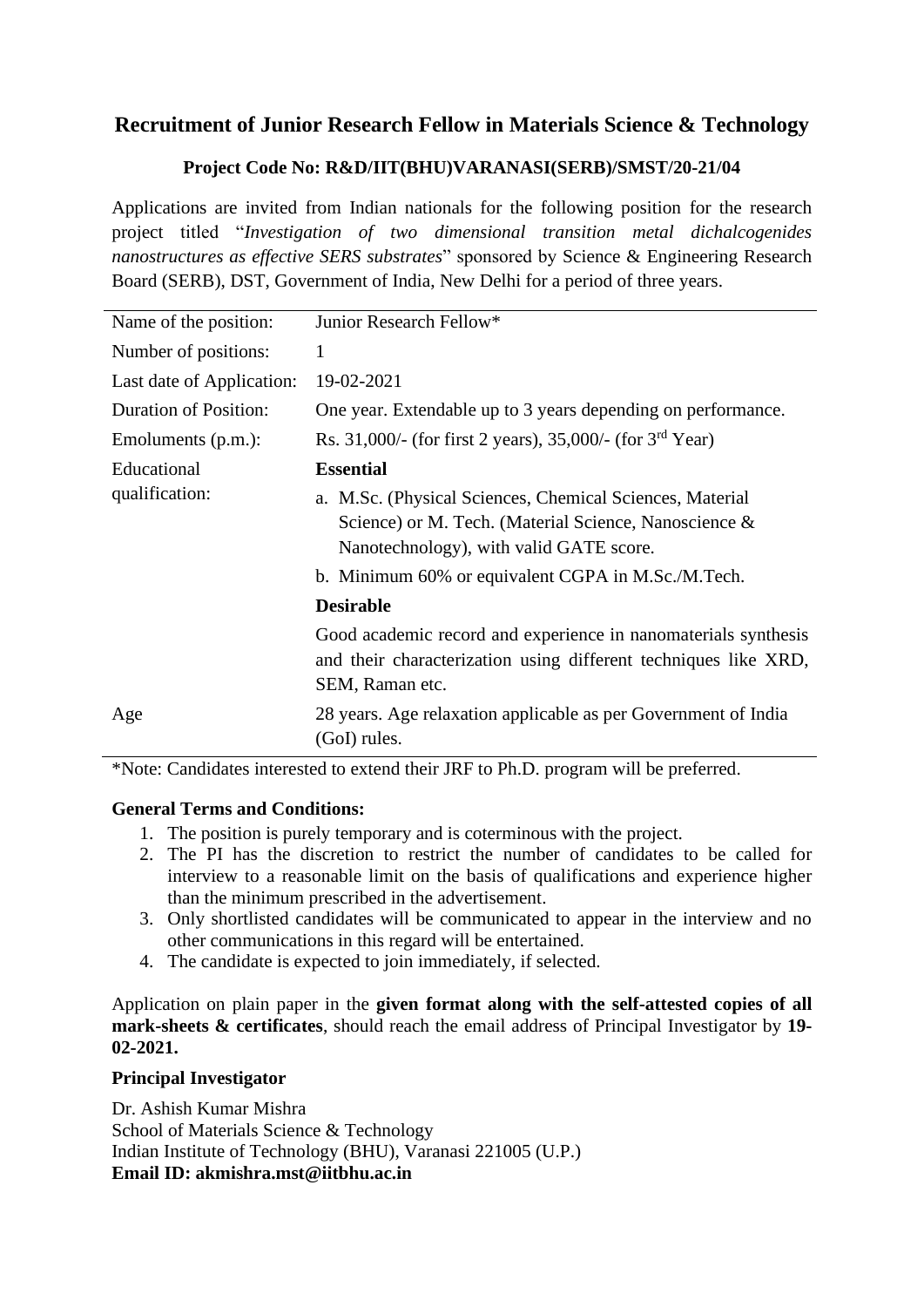# Recruitment of Junior Research Fellow in Materials Science & Technology

### Project Code No: R&D/IIT(BHU)VARANASI(SERB)/SMST/20-21/04

Applications are invited from Indian nationals for the following position for the research project titled "*Investigation of two dimensional transition metal dichalcogenides nanostructures as effective SERS substrates*" sponsored by Science & Engineering Research Board (SERB), DST, Government of India, New Delhi for a period of three years.

| | |
|---|---|
| Name of the position: | Junior Research Fellow* |
| Number of positions: | 1 |
| Last date of Application: | 19-02-2021 |
| Duration of Position: | One year. Extendable up to 3 years depending on performance. |
| Emoluments (p.m.): | Rs. 31,000/- (for first 2 years), 35,000/- (for 3rd Year) |
| Educational qualification: | **Essential**<br>a. M.Sc. (Physical Sciences, Chemical Sciences, Material Science) or M. Tech. (Material Science, Nanoscience & Nanotechnology), with valid GATE score.<br>b. Minimum 60% or equivalent CGPA in M.Sc./M.Tech.<br>**Desirable**<br>Good academic record and experience in nanomaterials synthesis and their characterization using different techniques like XRD, SEM, Raman etc. |
| Age | 28 years. Age relaxation applicable as per Government of India (GoI) rules. |

*Note: Candidates interested to extend their JRF to Ph.D. program will be preferred.

**General Terms and Conditions:**

1. The position is purely temporary and is coterminous with the project.
2. The PI has the discretion to restrict the number of candidates to be called for interview to a reasonable limit on the basis of qualifications and experience higher than the minimum prescribed in the advertisement.
3. Only shortlisted candidates will be communicated to appear in the interview and no other communications in this regard will be entertained.
4. The candidate is expected to join immediately, if selected.

Application on plain paper in the **given format along with the self-attested copies of all mark-sheets & certificates**, should reach the email address of Principal Investigator by **19-02-2021.**

**Principal Investigator**

Dr. Ashish Kumar Mishra
School of Materials Science & Technology
Indian Institute of Technology (BHU), Varanasi 221005 (U.P.)
**Email ID: akmishra.mst@iitbhu.ac.in**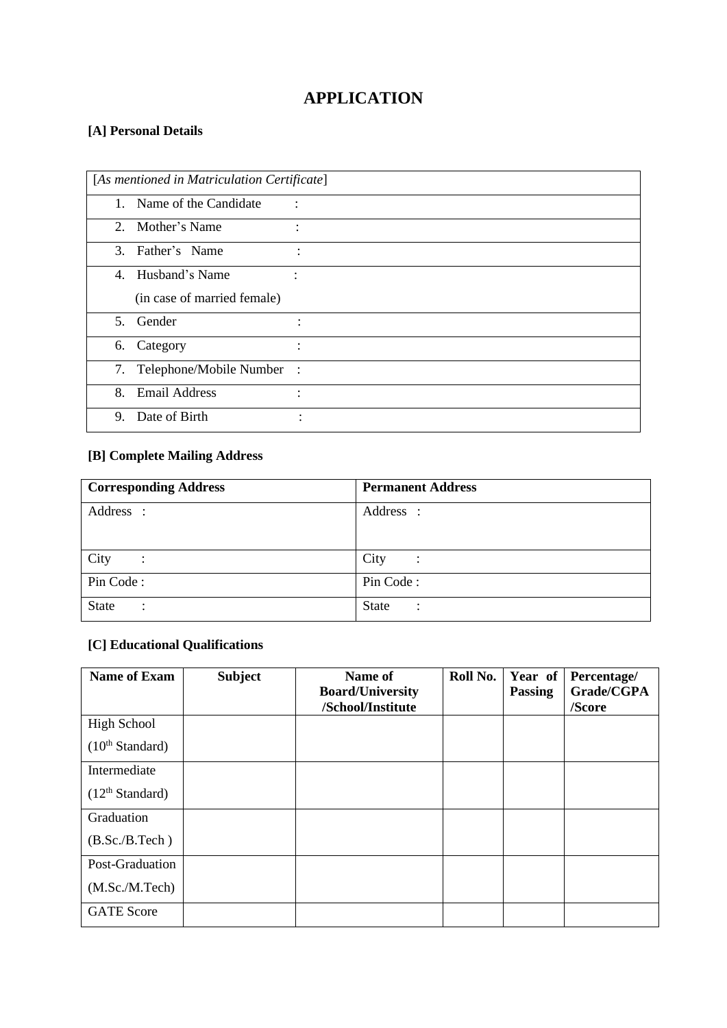# APPLICATION

**[A] Personal Details**

| [*As mentioned in Matriculation Certificate*] |
|---|
| 1. Name of the Candidate : |
| 2. Mother's Name : |
| 3. Father's Name : |
| 4. Husband's Name : (in case of married female) |
| 5. Gender : |
| 6. Category : |
| 7. Telephone/Mobile Number : |
| 8. Email Address : |
| 9. Date of Birth : |

**[B] Complete Mailing Address**

| **Corresponding Address** | **Permanent Address** |
|---|---|
| Address : | Address : |
| City : | City : |
| Pin Code : | Pin Code : |
| State : | State : |

**[C] Educational Qualifications**

| **Name of Exam** | **Subject** | **Name of Board/University /School/Institute** | **Roll No.** | **Year of Passing** | **Percentage/ Grade/CGPA /Score** |
|---|---|---|---|---|---|
| High School (10th Standard) | | | | | |
| Intermediate (12th Standard) | | | | | |
| Graduation (B.Sc./B.Tech ) | | | | | |
| Post-Graduation (M.Sc./M.Tech) | | | | | |
| GATE Score | | | | | |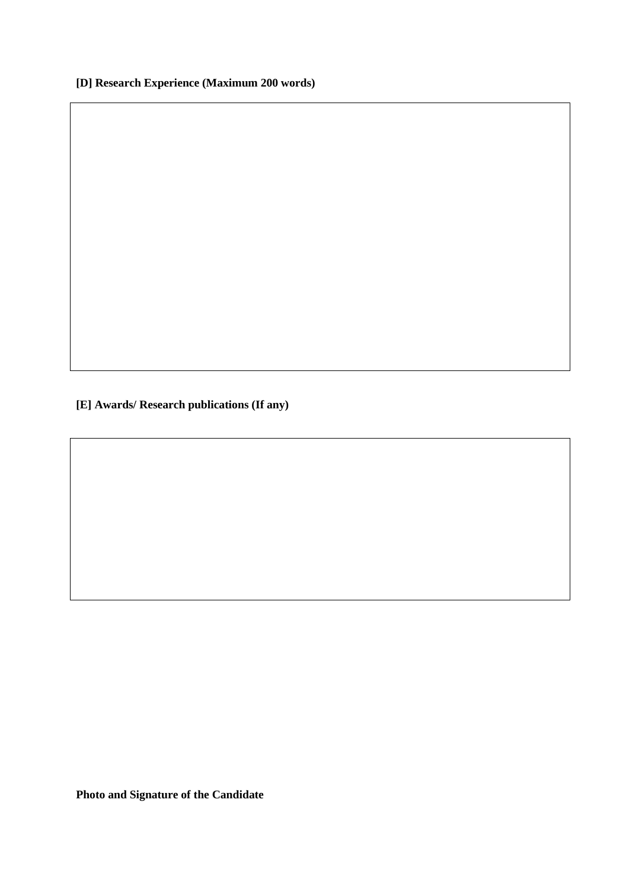**[D] Research Experience (Maximum 200 words)**

| |
|---|
| |

**[E] Awards/ Research publications (If any)**

| |
|---|
| |

**Photo and Signature of the Candidate**